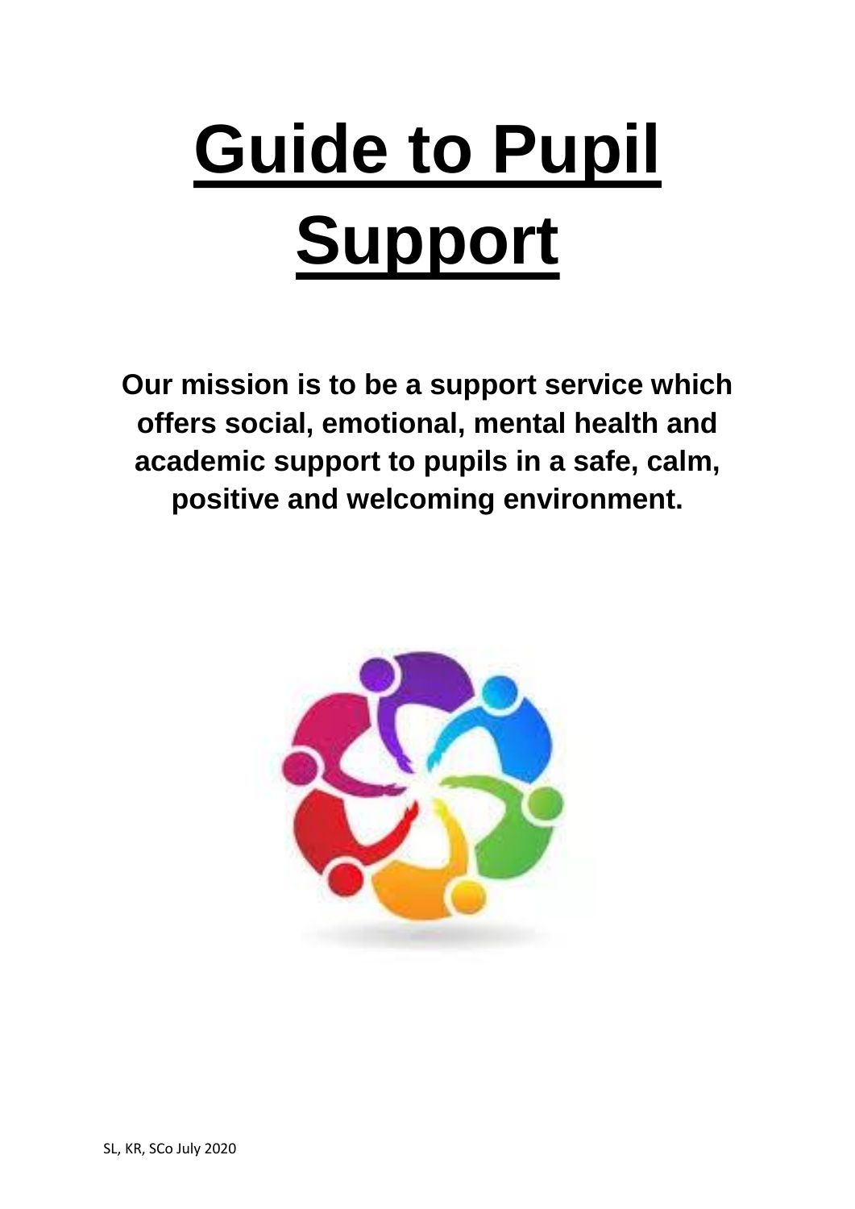# Guide to Pupil Support

**Our mission is to be a support service which offers social, emotional, mental health and academic support to pupils in a safe, calm, positive and welcoming environment.**

SL, KR, SCo July 2020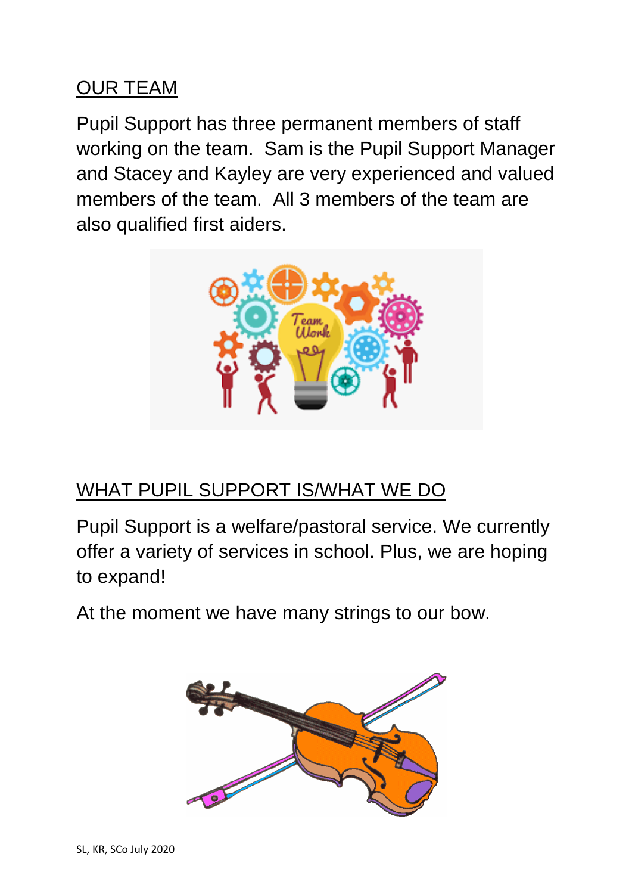## OUR TEAM

Pupil Support has three permanent members of staff working on the team. Sam is the Pupil Support Manager and Stacey and Kayley are very experienced and valued members of the team. All 3 members of the team are also qualified first aiders.

## WHAT PUPIL SUPPORT IS/WHAT WE DO

Pupil Support is a welfare/pastoral service. We currently offer a variety of services in school. Plus, we are hoping to expand!

At the moment we have many strings to our bow.

SL, KR, SCo July 2020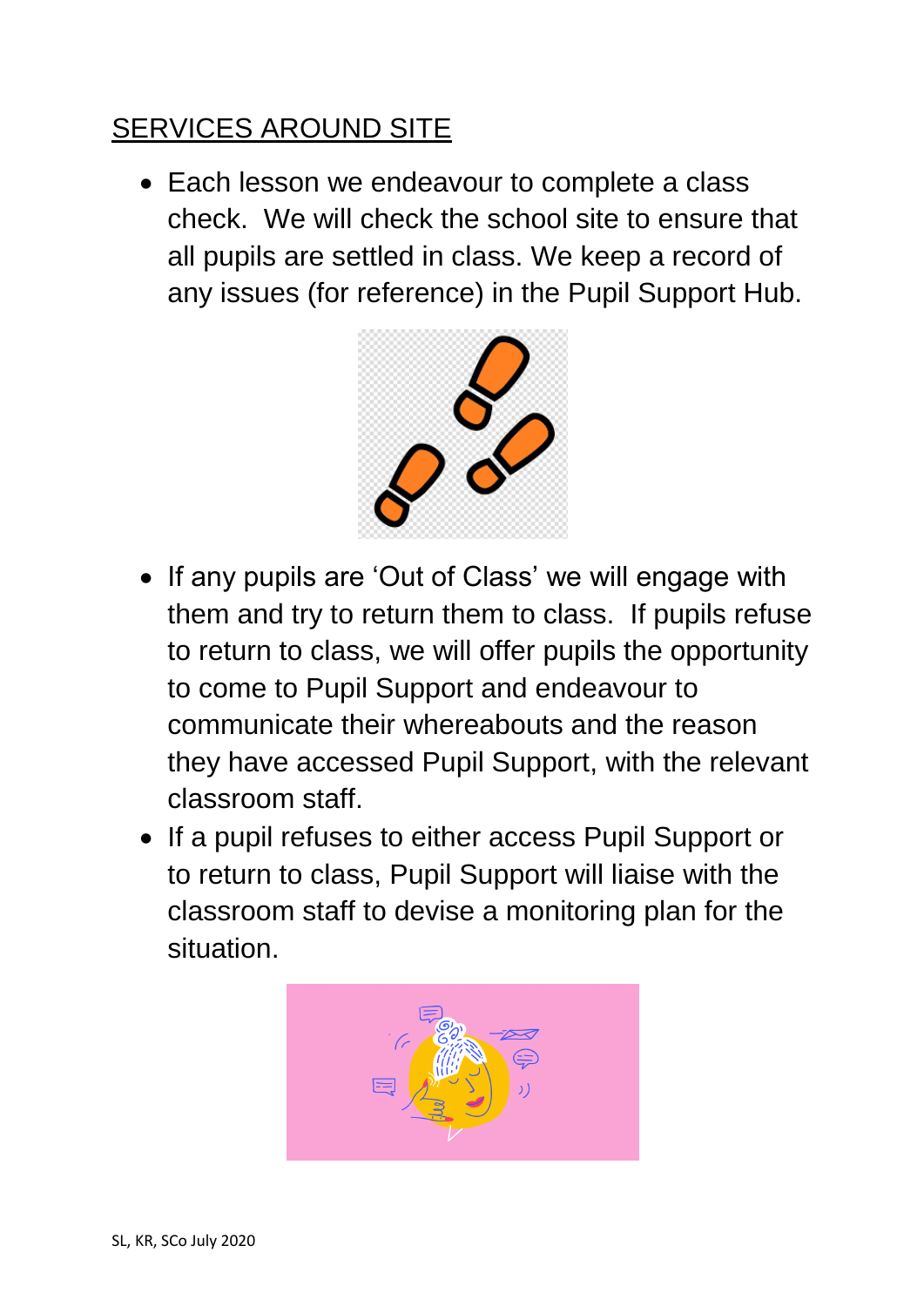<u>SERVICES AROUND SITE</u>

- Each lesson we endeavour to complete a class check. We will check the school site to ensure that all pupils are settled in class. We keep a record of any issues (for reference) in the Pupil Support Hub.

- If any pupils are 'Out of Class' we will engage with them and try to return them to class. If pupils refuse to return to class, we will offer pupils the opportunity to come to Pupil Support and endeavour to communicate their whereabouts and the reason they have accessed Pupil Support, with the relevant classroom staff.
- If a pupil refuses to either access Pupil Support or to return to class, Pupil Support will liaise with the classroom staff to devise a monitoring plan for the situation.

SL, KR, SCo July 2020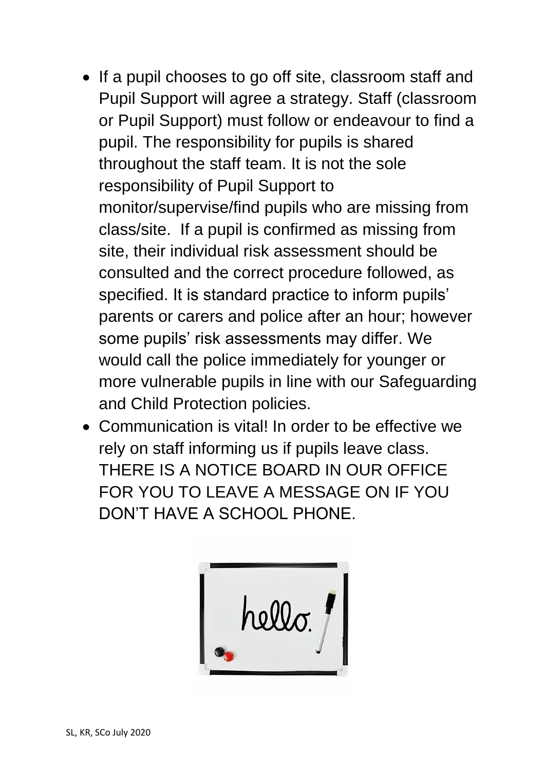- If a pupil chooses to go off site, classroom staff and Pupil Support will agree a strategy. Staff (classroom or Pupil Support) must follow or endeavour to find a pupil. The responsibility for pupils is shared throughout the staff team. It is not the sole responsibility of Pupil Support to monitor/supervise/find pupils who are missing from class/site. If a pupil is confirmed as missing from site, their individual risk assessment should be consulted and the correct procedure followed, as specified. It is standard practice to inform pupils' parents or carers and police after an hour; however some pupils' risk assessments may differ. We would call the police immediately for younger or more vulnerable pupils in line with our Safeguarding and Child Protection policies.
- Communication is vital! In order to be effective we rely on staff informing us if pupils leave class. THERE IS A NOTICE BOARD IN OUR OFFICE FOR YOU TO LEAVE A MESSAGE ON IF YOU DON'T HAVE A SCHOOL PHONE.

SL, KR, SCo July 2020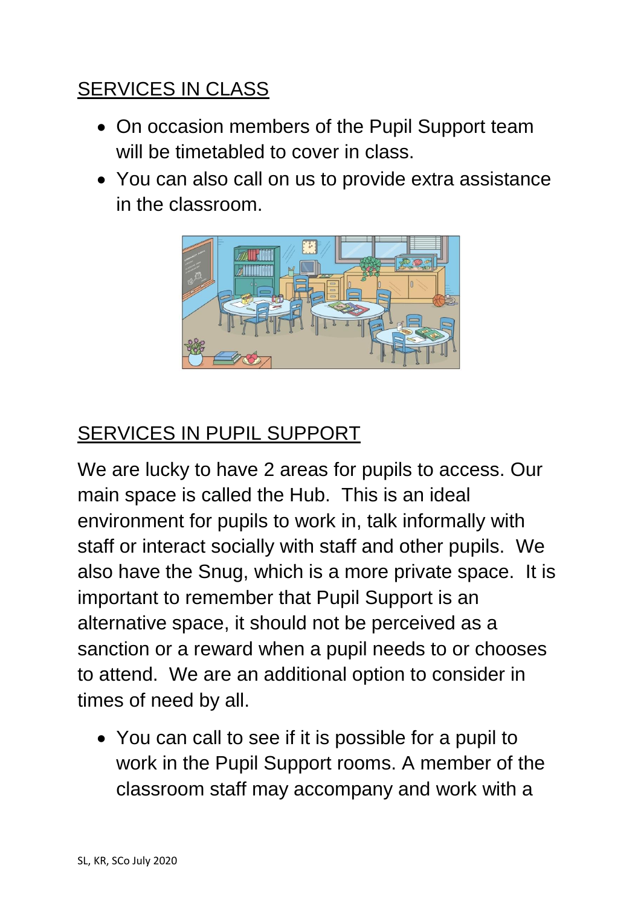## SERVICES IN CLASS

- On occasion members of the Pupil Support team will be timetabled to cover in class.
- You can also call on us to provide extra assistance in the classroom.

## SERVICES IN PUPIL SUPPORT

We are lucky to have 2 areas for pupils to access. Our main space is called the Hub. This is an ideal environment for pupils to work in, talk informally with staff or interact socially with staff and other pupils. We also have the Snug, which is a more private space. It is important to remember that Pupil Support is an alternative space, it should not be perceived as a sanction or a reward when a pupil needs to or chooses to attend. We are an additional option to consider in times of need by all.

- You can call to see if it is possible for a pupil to work in the Pupil Support rooms. A member of the classroom staff may accompany and work with a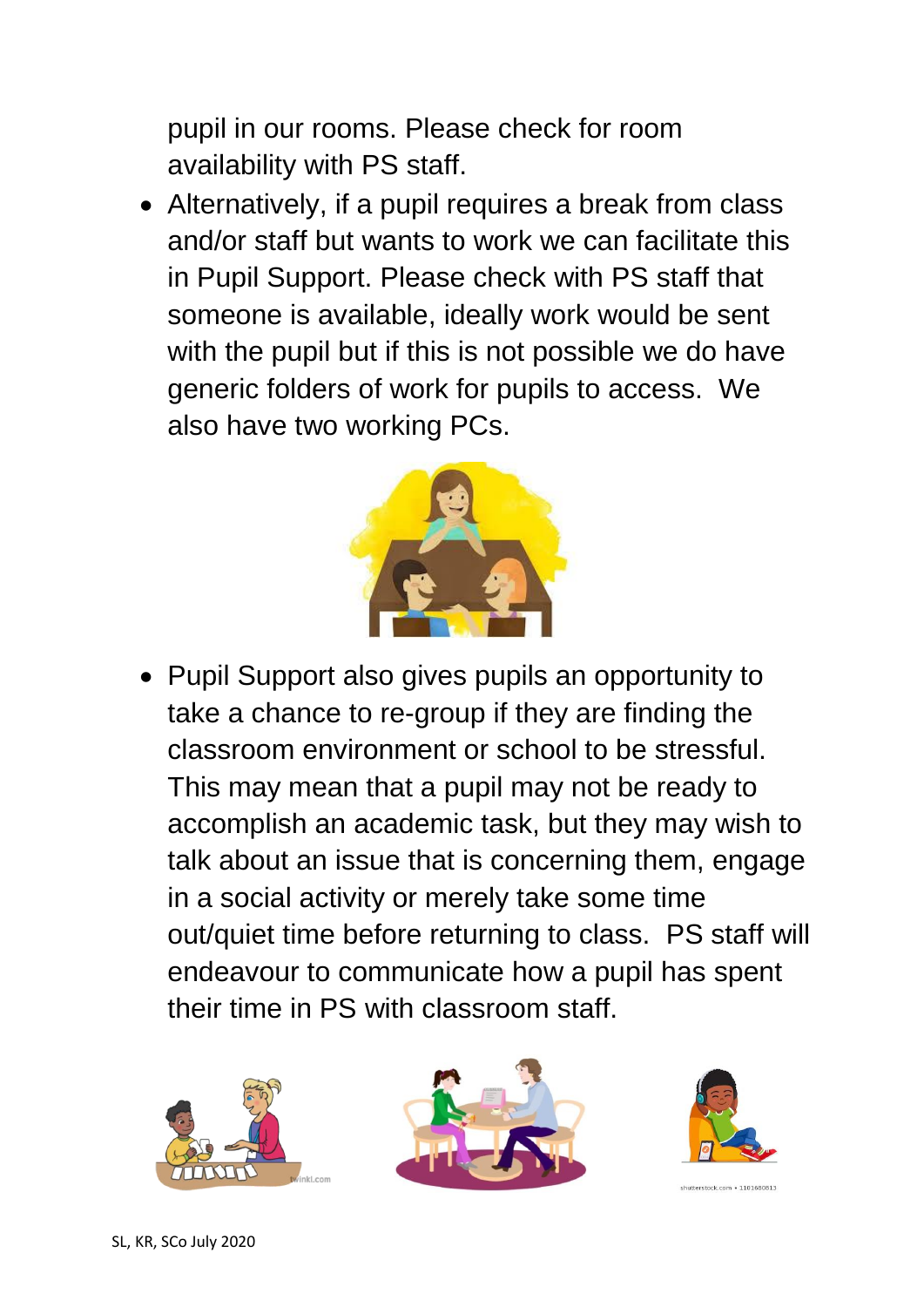pupil in our rooms. Please check for room availability with PS staff.

- Alternatively, if a pupil requires a break from class and/or staff but wants to work we can facilitate this in Pupil Support. Please check with PS staff that someone is available, ideally work would be sent with the pupil but if this is not possible we do have generic folders of work for pupils to access. We also have two working PCs.

- Pupil Support also gives pupils an opportunity to take a chance to re-group if they are finding the classroom environment or school to be stressful. This may mean that a pupil may not be ready to accomplish an academic task, but they may wish to talk about an issue that is concerning them, engage in a social activity or merely take some time out/quiet time before returning to class. PS staff will endeavour to communicate how a pupil has spent their time in PS with classroom staff.

SL, KR, SCo July 2020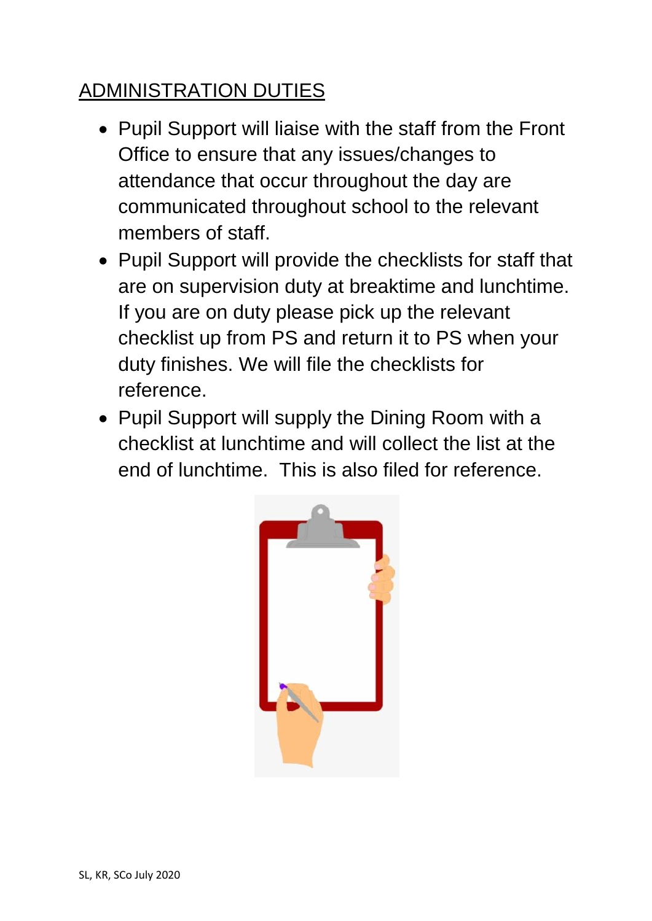## ADMINISTRATION DUTIES

- Pupil Support will liaise with the staff from the Front Office to ensure that any issues/changes to attendance that occur throughout the day are communicated throughout school to the relevant members of staff.
- Pupil Support will provide the checklists for staff that are on supervision duty at breaktime and lunchtime. If you are on duty please pick up the relevant checklist up from PS and return it to PS when your duty finishes. We will file the checklists for reference.
- Pupil Support will supply the Dining Room with a checklist at lunchtime and will collect the list at the end of lunchtime. This is also filed for reference.

SL, KR, SCo July 2020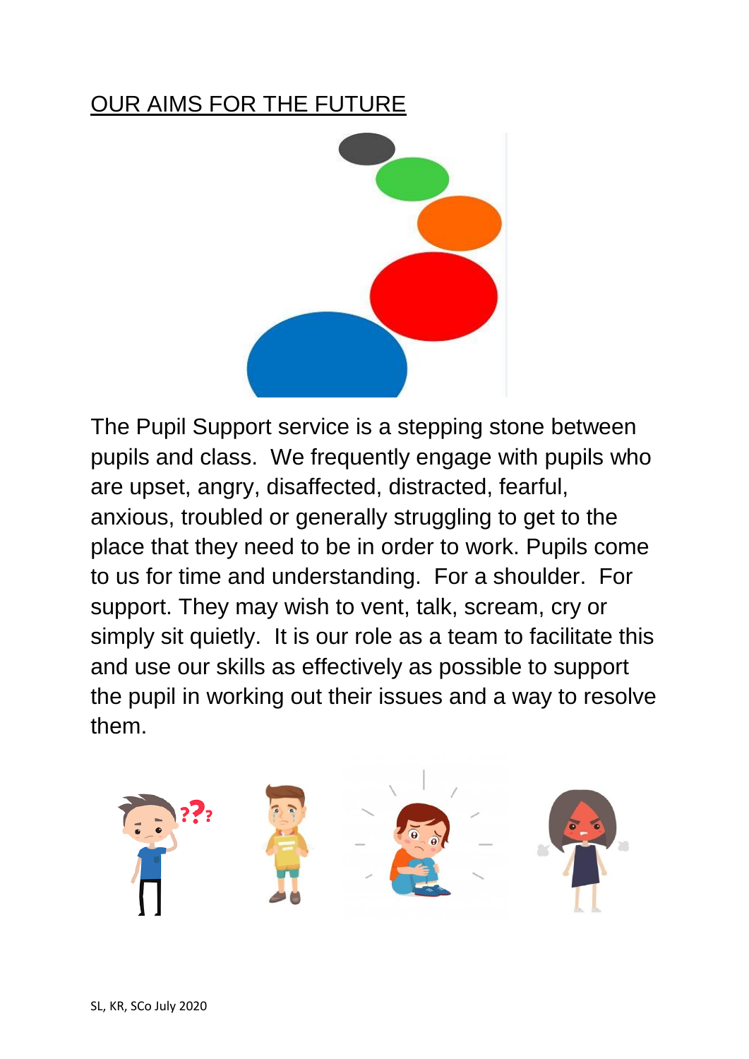## OUR AIMS FOR THE FUTURE

The Pupil Support service is a stepping stone between pupils and class. We frequently engage with pupils who are upset, angry, disaffected, distracted, fearful, anxious, troubled or generally struggling to get to the place that they need to be in order to work. Pupils come to us for time and understanding. For a shoulder. For support. They may wish to vent, talk, scream, cry or simply sit quietly. It is our role as a team to facilitate this and use our skills as effectively as possible to support the pupil in working out their issues and a way to resolve them.

SL, KR, SCo July 2020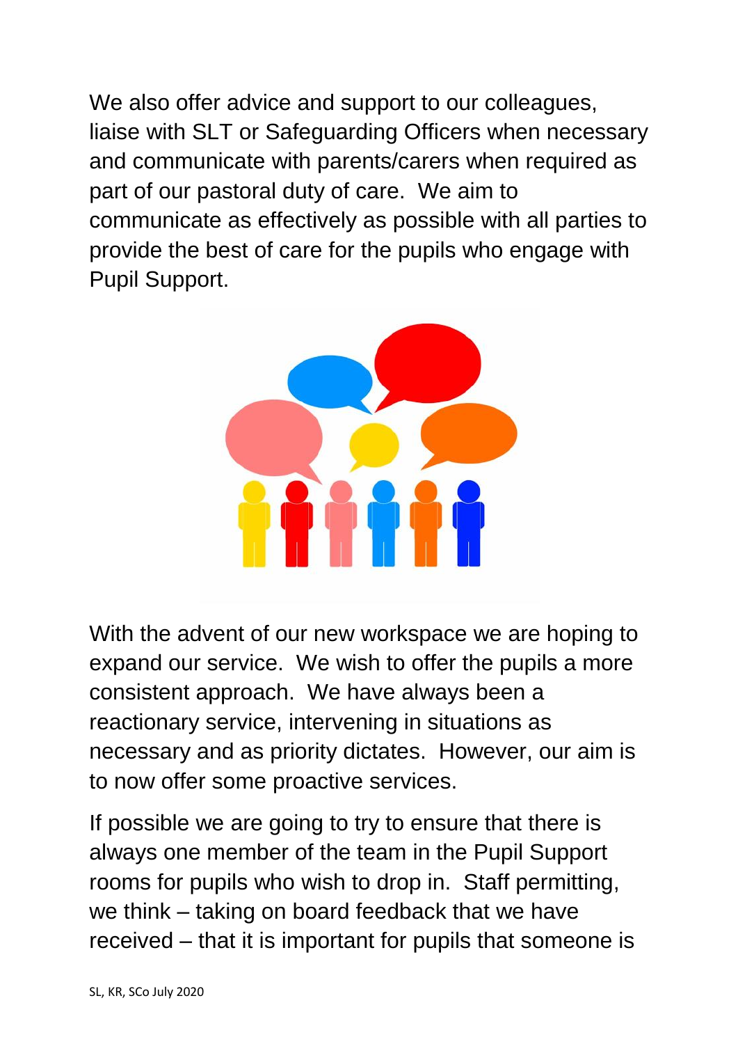We also offer advice and support to our colleagues, liaise with SLT or Safeguarding Officers when necessary and communicate with parents/carers when required as part of our pastoral duty of care. We aim to communicate as effectively as possible with all parties to provide the best of care for the pupils who engage with Pupil Support.

With the advent of our new workspace we are hoping to expand our service. We wish to offer the pupils a more consistent approach. We have always been a reactionary service, intervening in situations as necessary and as priority dictates. However, our aim is to now offer some proactive services.

If possible we are going to try to ensure that there is always one member of the team in the Pupil Support rooms for pupils who wish to drop in. Staff permitting, we think – taking on board feedback that we have received – that it is important for pupils that someone is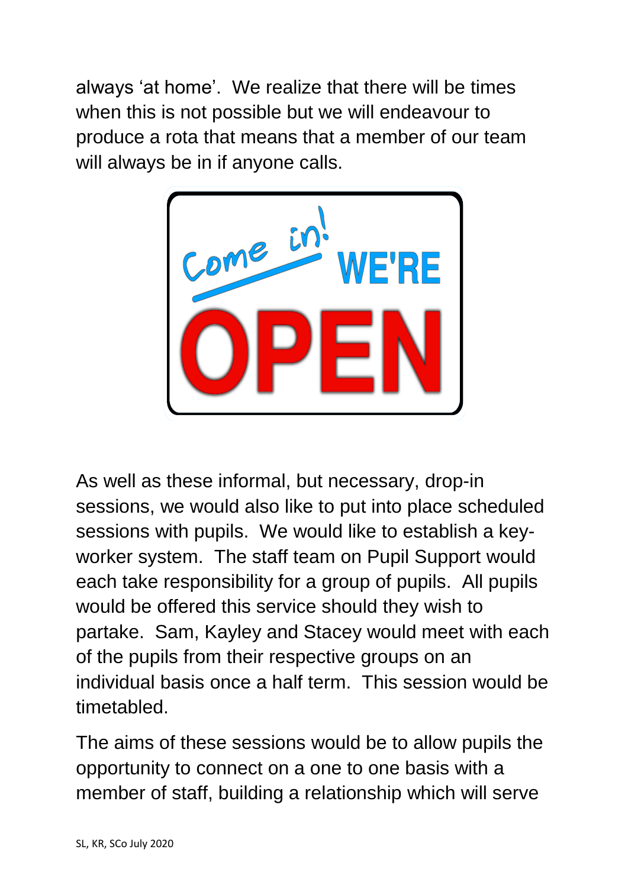always 'at home'. We realize that there will be times when this is not possible but we will endeavour to produce a rota that means that a member of our team will always be in if anyone calls.

As well as these informal, but necessary, drop-in sessions, we would also like to put into place scheduled sessions with pupils. We would like to establish a key-worker system. The staff team on Pupil Support would each take responsibility for a group of pupils. All pupils would be offered this service should they wish to partake. Sam, Kayley and Stacey would meet with each of the pupils from their respective groups on an individual basis once a half term. This session would be timetabled.

The aims of these sessions would be to allow pupils the opportunity to connect on a one to one basis with a member of staff, building a relationship which will serve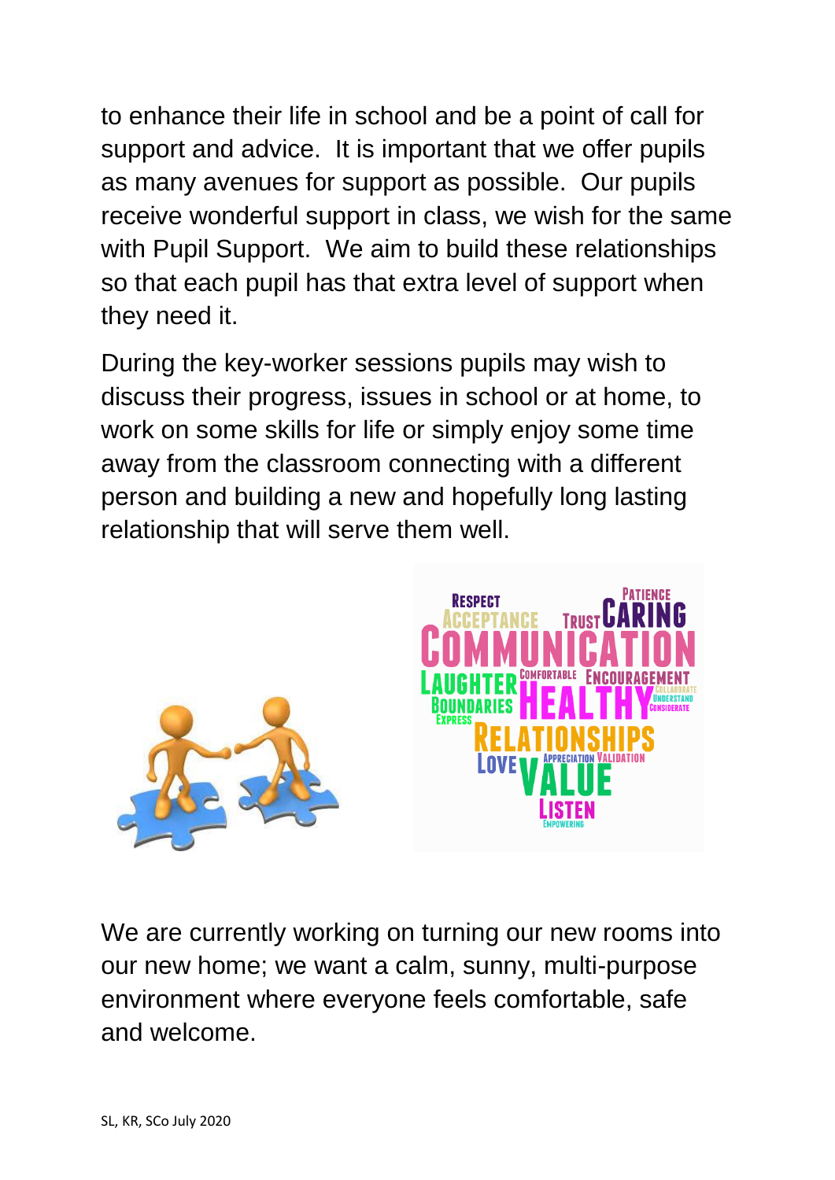to enhance their life in school and be a point of call for support and advice. It is important that we offer pupils as many avenues for support as possible. Our pupils receive wonderful support in class, we wish for the same with Pupil Support. We aim to build these relationships so that each pupil has that extra level of support when they need it.

During the key-worker sessions pupils may wish to discuss their progress, issues in school or at home, to work on some skills for life or simply enjoy some time away from the classroom connecting with a different person and building a new and hopefully long lasting relationship that will serve them well.

We are currently working on turning our new rooms into our new home; we want a calm, sunny, multi-purpose environment where everyone feels comfortable, safe and welcome.

SL, KR, SCo July 2020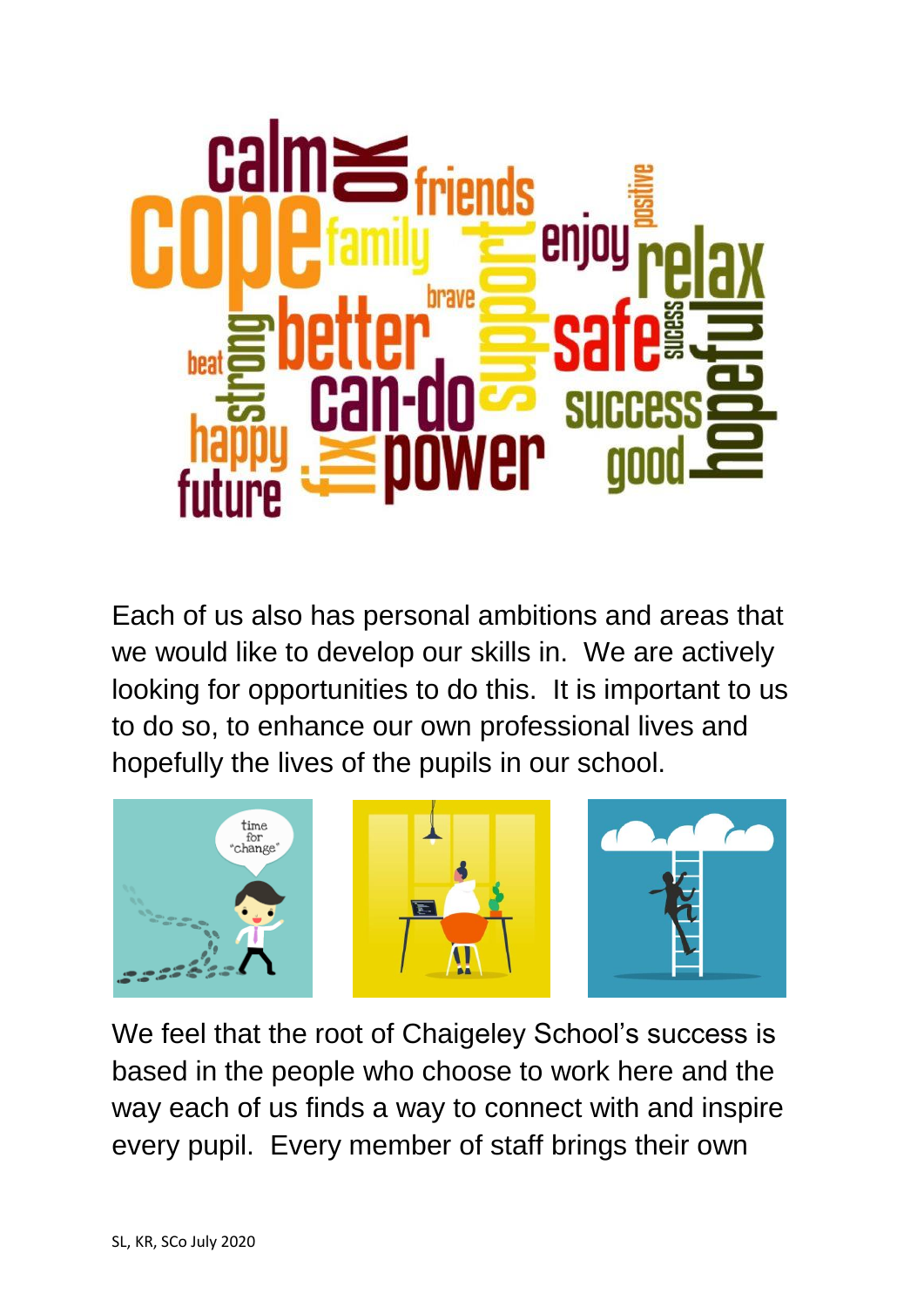Each of us also has personal ambitions and areas that we would like to develop our skills in. We are actively looking for opportunities to do this. It is important to us to do so, to enhance our own professional lives and hopefully the lives of the pupils in our school.

We feel that the root of Chaigeley School's success is based in the people who choose to work here and the way each of us finds a way to connect with and inspire every pupil. Every member of staff brings their own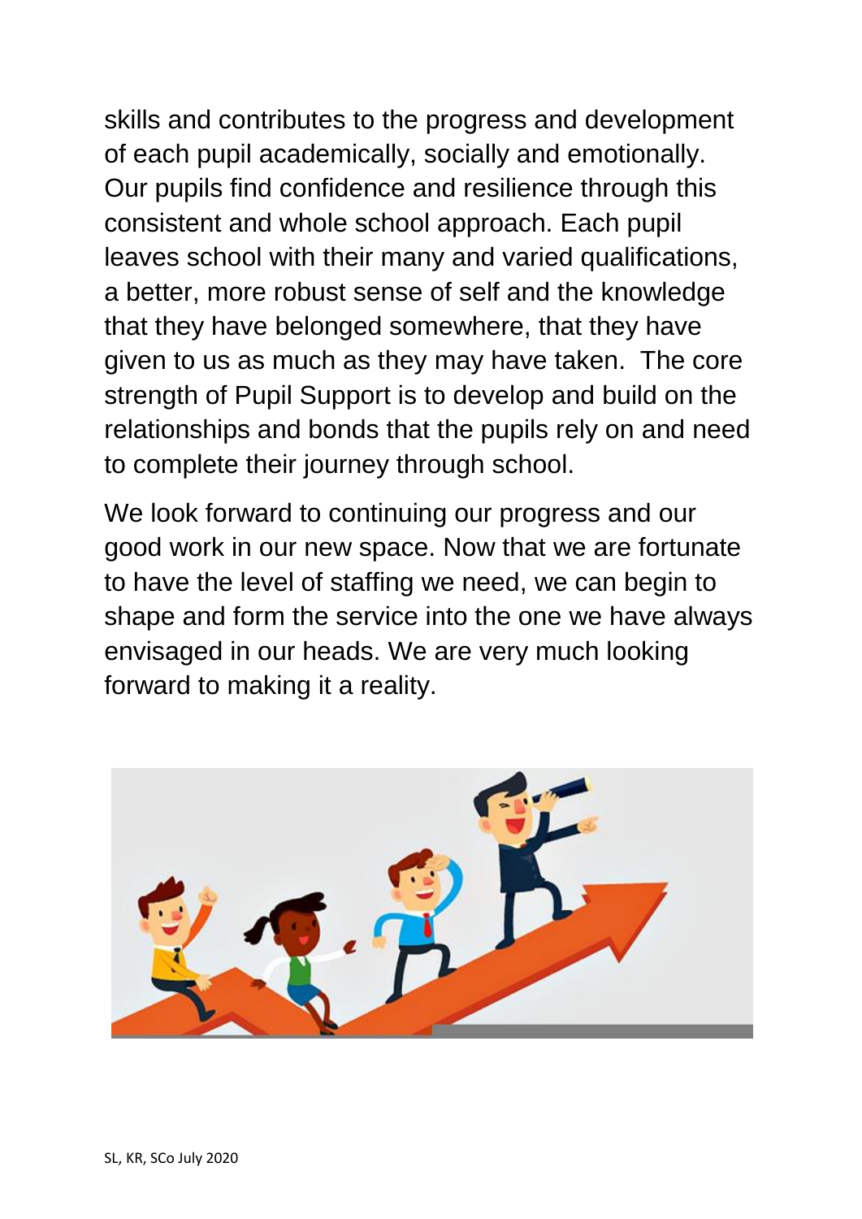skills and contributes to the progress and development of each pupil academically, socially and emotionally. Our pupils find confidence and resilience through this consistent and whole school approach. Each pupil leaves school with their many and varied qualifications, a better, more robust sense of self and the knowledge that they have belonged somewhere, that they have given to us as much as they may have taken. The core strength of Pupil Support is to develop and build on the relationships and bonds that the pupils rely on and need to complete their journey through school.

We look forward to continuing our progress and our good work in our new space. Now that we are fortunate to have the level of staffing we need, we can begin to shape and form the service into the one we have always envisaged in our heads. We are very much looking forward to making it a reality.

SL, KR, SCo July 2020